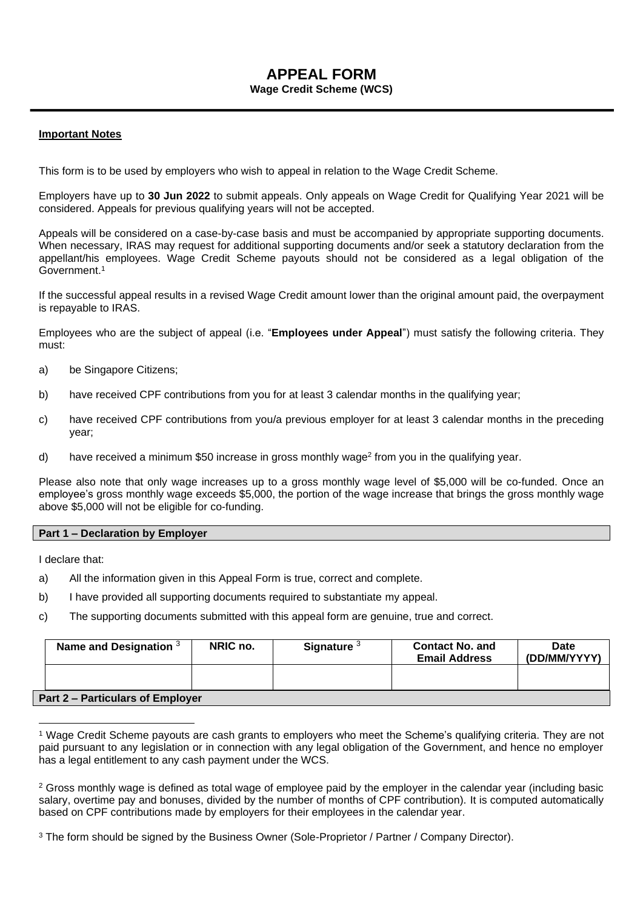# APPEAL FORM

**Wage Credit Scheme (WCS)**

**Important Notes**

This form is to be used by employers who wish to appeal in relation to the Wage Credit Scheme.

Employers have up to **30 Jun 2022** to submit appeals. Only appeals on Wage Credit for Qualifying Year 2021 will be considered. Appeals for previous qualifying years will not be accepted.

Appeals will be considered on a case-by-case basis and must be accompanied by appropriate supporting documents. When necessary, IRAS may request for additional supporting documents and/or seek a statutory declaration from the appellant/his employees. Wage Credit Scheme payouts should not be considered as a legal obligation of the Government.[1]

If the successful appeal results in a revised Wage Credit amount lower than the original amount paid, the overpayment is repayable to IRAS.

Employees who are the subject of appeal (i.e. "**Employees under Appeal**") must satisfy the following criteria. They must:

a) be Singapore Citizens;

b) have received CPF contributions from you for at least 3 calendar months in the qualifying year;

c) have received CPF contributions from you/a previous employer for at least 3 calendar months in the preceding year;

d) have received a minimum $50 increase in gross monthly wage[2] from you in the qualifying year.

Please also note that only wage increases up to a gross monthly wage level of $5,000 will be co-funded. Once an employee's gross monthly wage exceeds $5,000, the portion of the wage increase that brings the gross monthly wage above $5,000 will not be eligible for co-funding.

**Part 1 – Declaration by Employer**

I declare that:

a) All the information given in this Appeal Form is true, correct and complete.

b) I have provided all supporting documents required to substantiate my appeal.

c) The supporting documents submitted with this appeal form are genuine, true and correct.

| Name and Designation [3] | NRIC no. | Signature [3] | Contact No. and Email Address | Date (DD/MM/YYYY) |
|---|---|---|---|---|
| | | | | |

**Part 2 – Particulars of Employer**

[1] Wage Credit Scheme payouts are cash grants to employers who meet the Scheme's qualifying criteria. They are not paid pursuant to any legislation or in connection with any legal obligation of the Government, and hence no employer has a legal entitlement to any cash payment under the WCS.

[2] Gross monthly wage is defined as total wage of employee paid by the employer in the calendar year (including basic salary, overtime pay and bonuses, divided by the number of months of CPF contribution). It is computed automatically based on CPF contributions made by employers for their employees in the calendar year.

[3] The form should be signed by the Business Owner (Sole-Proprietor / Partner / Company Director).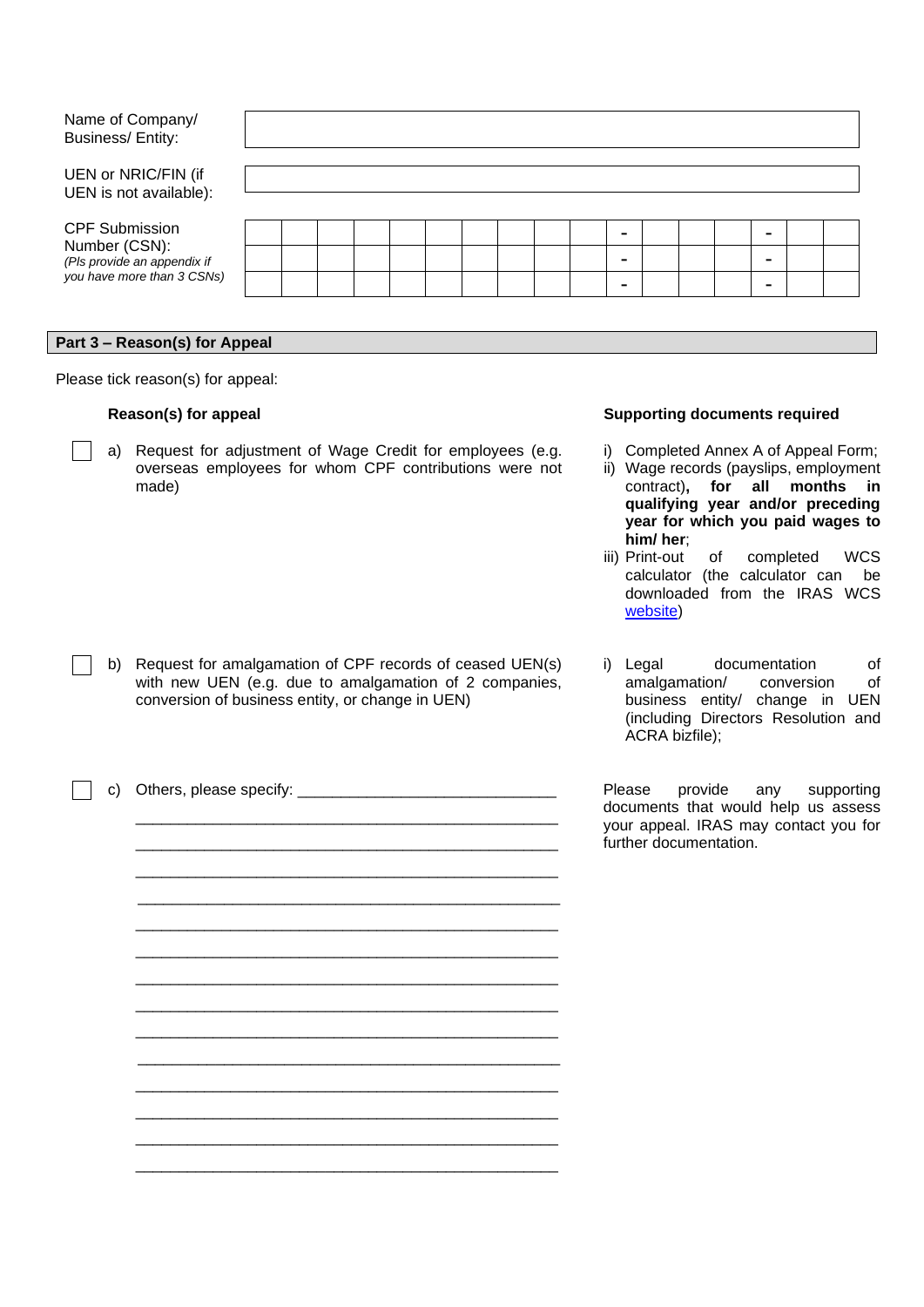| | |
|---|---|
| Name of Company/ Business/ Entity: | |
| UEN or NRIC/FIN (if UEN is not available): | |

CPF Submission Number (CSN):
*(Pls provide an appendix if you have more than 3 CSNs)*

| | | | | | | | | | | | | | | | | |
|---|---|---|---|---|---|---|---|---|---|---|---|---|---|---|---|---|
| | | | | | | | | | | - | | | | - | | |
| | | | | | | | | | | - | | | | - | | |
| | | | | | | | | | | - | | | | - | | |

## Part 3 – Reason(s) for Appeal

Please tick reason(s) for appeal:

| | Reason(s) for appeal | Supporting documents required |
|---|---|---|
| ☐ | a) Request for adjustment of Wage Credit for employees (e.g. overseas employees for whom CPF contributions were not made) | i) Completed Annex A of Appeal Form;<br>ii) Wage records (payslips, employment contract)**, for all months in qualifying year and/or preceding year for which you paid wages to him/ her**;<br>iii) Print-out of completed WCS calculator (the calculator can be downloaded from the IRAS WCS website) |
| ☐ | b) Request for amalgamation of CPF records of ceased UEN(s) with new UEN (e.g. due to amalgamation of 2 companies, conversion of business entity, or change in UEN) | i) Legal documentation of amalgamation/ conversion of business entity/ change in UEN (including Directors Resolution and ACRA bizfile); |
| ☐ | c) Others, please specify: ______________________________ | Please provide any supporting documents that would help us assess your appeal. IRAS may contact you for further documentation. |

__________________________________________________
__________________________________________________
__________________________________________________
__________________________________________________
__________________________________________________
__________________________________________________
__________________________________________________
__________________________________________________
__________________________________________________
__________________________________________________
__________________________________________________
__________________________________________________
__________________________________________________
__________________________________________________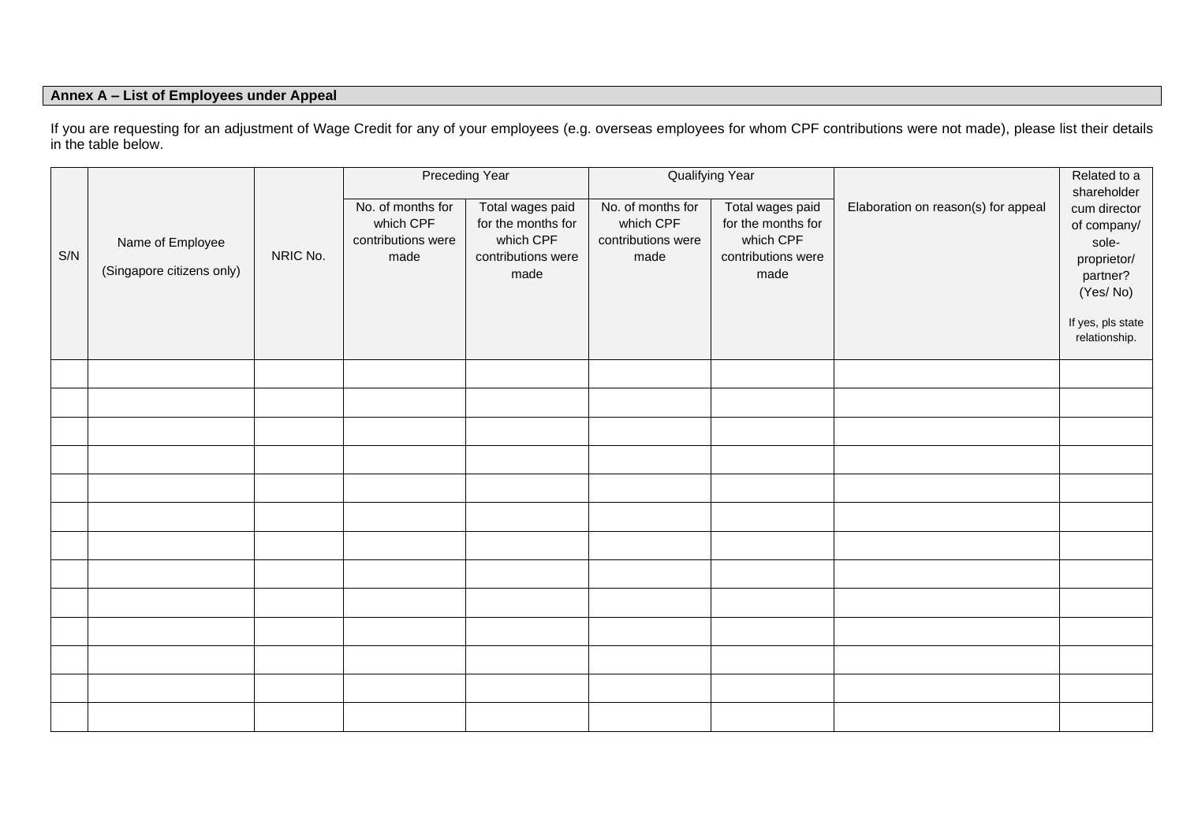**Annex A – List of Employees under Appeal**

If you are requesting for an adjustment of Wage Credit for any of your employees (e.g. overseas employees for whom CPF contributions were not made), please list their details in the table below.

| S/N | Name of Employee (Singapore citizens only) | NRIC No. | Preceding Year | | Qualifying Year | | Elaboration on reason(s) for appeal | Related to a shareholder cum director of company/ sole-proprietor/ partner? (Yes/ No) If yes, pls state relationship. |
|---|---|---|---|---|---|---|---|---|
| | | | No. of months for which CPF contributions were made | Total wages paid for the months for which CPF contributions were made | No. of months for which CPF contributions were made | Total wages paid for the months for which CPF contributions were made | | |
| | | | | | | | | |
| | | | | | | | | |
| | | | | | | | | |
| | | | | | | | | |
| | | | | | | | | |
| | | | | | | | | |
| | | | | | | | | |
| | | | | | | | | |
| | | | | | | | | |
| | | | | | | | | |
| | | | | | | | | |
| | | | | | | | | |
| | | | | | | | | |